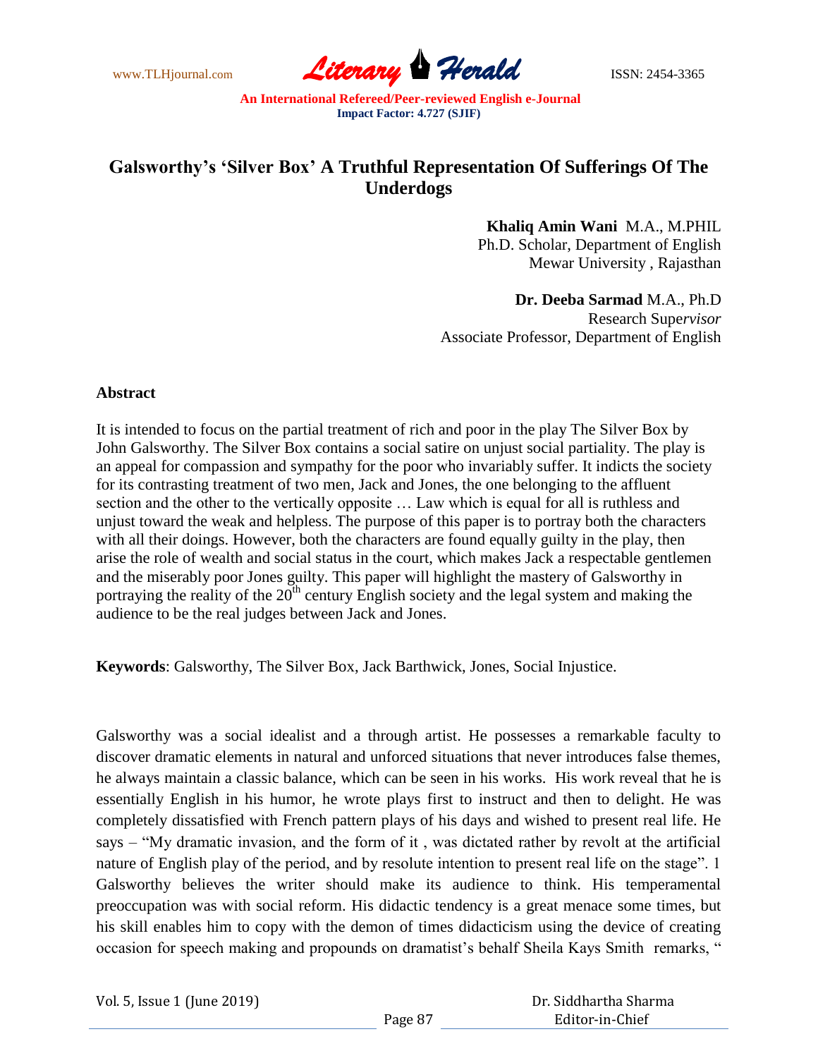# Galsworthy's 'Silver Box' A Truthful Representation Of Sufferings Of The Underdogs

**Khaliq Amin Wani** M.A., M.PHIL
Ph.D. Scholar, Department of English
Mewar University , Rajasthan

**Dr. Deeba Sarmad** M.A., Ph.D
Research Super*visor*
Associate Professor, Department of English

## Abstract

It is intended to focus on the partial treatment of rich and poor in the play The Silver Box by John Galsworthy. The Silver Box contains a social satire on unjust social partiality. The play is an appeal for compassion and sympathy for the poor who invariably suffer. It indicts the society for its contrasting treatment of two men, Jack and Jones, the one belonging to the affluent section and the other to the vertically opposite … Law which is equal for all is ruthless and unjust toward the weak and helpless. The purpose of this paper is to portray both the characters with all their doings. However, both the characters are found equally guilty in the play, then arise the role of wealth and social status in the court, which makes Jack a respectable gentlemen and the miserably poor Jones guilty. This paper will highlight the mastery of Galsworthy in portraying the reality of the 20th century English society and the legal system and making the audience to be the real judges between Jack and Jones.

**Keywords**: Galsworthy, The Silver Box, Jack Barthwick, Jones, Social Injustice.

Galsworthy was a social idealist and a through artist. He possesses a remarkable faculty to discover dramatic elements in natural and unforced situations that never introduces false themes, he always maintain a classic balance, which can be seen in his works. His work reveal that he is essentially English in his humor, he wrote plays first to instruct and then to delight. He was completely dissatisfied with French pattern plays of his days and wished to present real life. He says – "My dramatic invasion, and the form of it , was dictated rather by revolt at the artificial nature of English play of the period, and by resolute intention to present real life on the stage". 1 Galsworthy believes the writer should make its audience to think. His temperamental preoccupation was with social reform. His didactic tendency is a great menace some times, but his skill enables him to copy with the demon of times didacticism using the device of creating occasion for speech making and propounds on dramatist's behalf Sheila Kays Smith remarks, "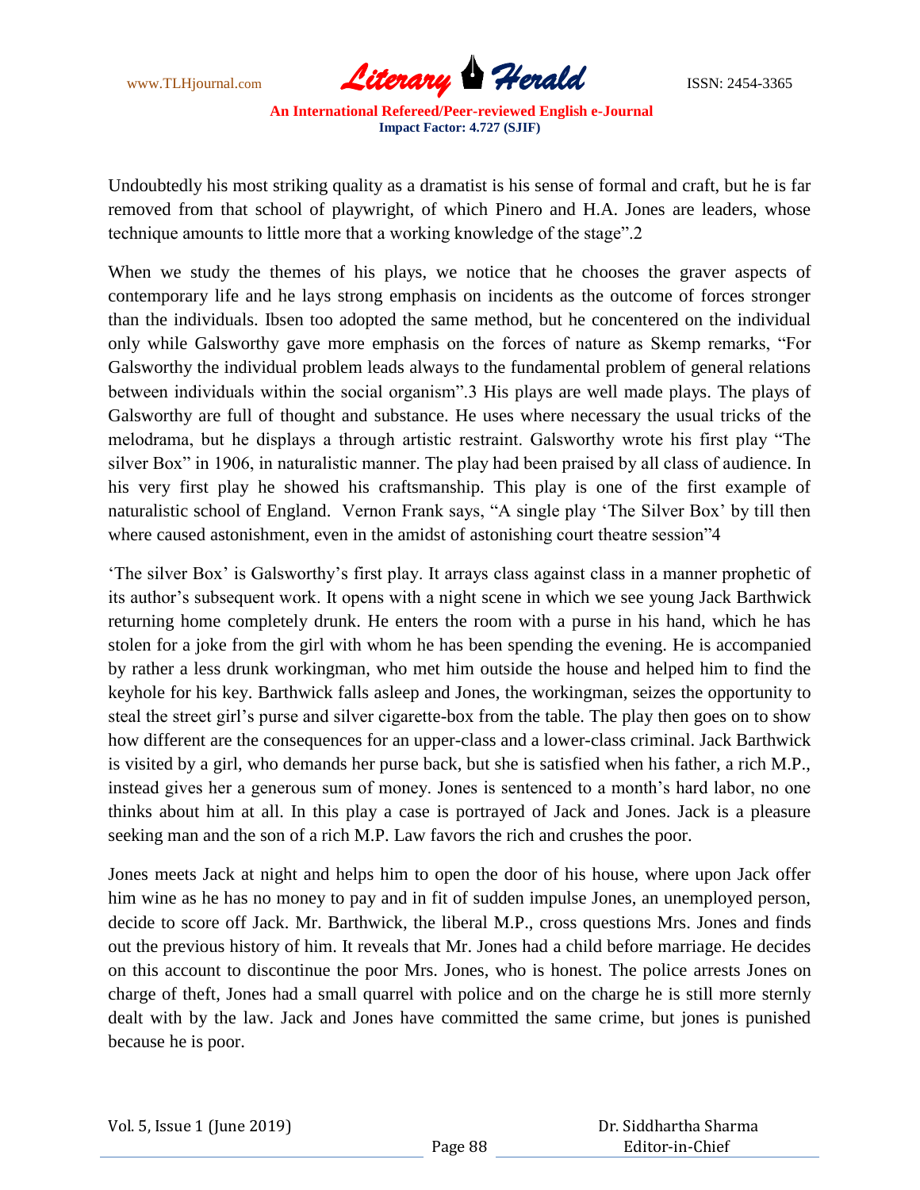Undoubtedly his most striking quality as a dramatist is his sense of formal and craft, but he is far removed from that school of playwright, of which Pinero and H.A. Jones are leaders, whose technique amounts to little more that a working knowledge of the stage".2

When we study the themes of his plays, we notice that he chooses the graver aspects of contemporary life and he lays strong emphasis on incidents as the outcome of forces stronger than the individuals. Ibsen too adopted the same method, but he concentered on the individual only while Galsworthy gave more emphasis on the forces of nature as Skemp remarks, "For Galsworthy the individual problem leads always to the fundamental problem of general relations between individuals within the social organism".3 His plays are well made plays. The plays of Galsworthy are full of thought and substance. He uses where necessary the usual tricks of the melodrama, but he displays a through artistic restraint. Galsworthy wrote his first play "The silver Box" in 1906, in naturalistic manner. The play had been praised by all class of audience. In his very first play he showed his craftsmanship. This play is one of the first example of naturalistic school of England. Vernon Frank says, "A single play 'The Silver Box' by till then where caused astonishment, even in the amidst of astonishing court theatre session"4

'The silver Box' is Galsworthy's first play. It arrays class against class in a manner prophetic of its author's subsequent work. It opens with a night scene in which we see young Jack Barthwick returning home completely drunk. He enters the room with a purse in his hand, which he has stolen for a joke from the girl with whom he has been spending the evening. He is accompanied by rather a less drunk workingman, who met him outside the house and helped him to find the keyhole for his key. Barthwick falls asleep and Jones, the workingman, seizes the opportunity to steal the street girl's purse and silver cigarette-box from the table. The play then goes on to show how different are the consequences for an upper-class and a lower-class criminal. Jack Barthwick is visited by a girl, who demands her purse back, but she is satisfied when his father, a rich M.P., instead gives her a generous sum of money. Jones is sentenced to a month's hard labor, no one thinks about him at all. In this play a case is portrayed of Jack and Jones. Jack is a pleasure seeking man and the son of a rich M.P. Law favors the rich and crushes the poor.

Jones meets Jack at night and helps him to open the door of his house, where upon Jack offer him wine as he has no money to pay and in fit of sudden impulse Jones, an unemployed person, decide to score off Jack. Mr. Barthwick, the liberal M.P., cross questions Mrs. Jones and finds out the previous history of him. It reveals that Mr. Jones had a child before marriage. He decides on this account to discontinue the poor Mrs. Jones, who is honest. The police arrests Jones on charge of theft, Jones had a small quarrel with police and on the charge he is still more sternly dealt with by the law. Jack and Jones have committed the same crime, but jones is punished because he is poor.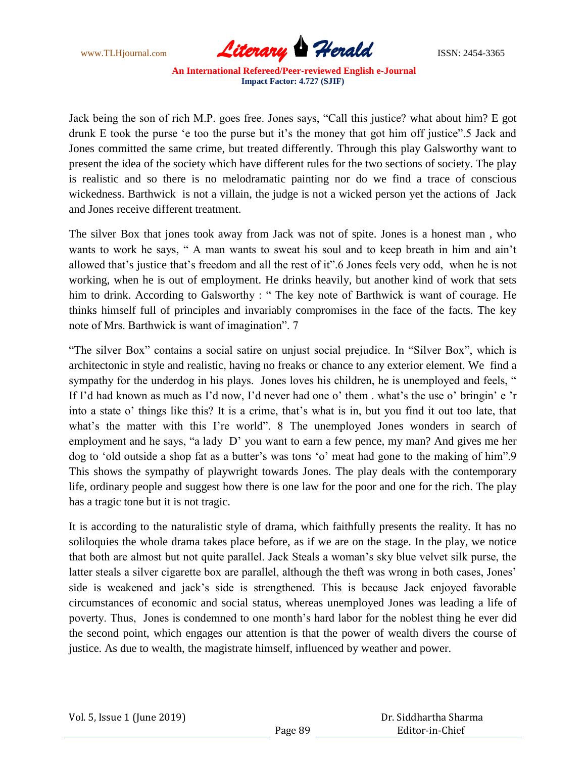Jack being the son of rich M.P. goes free. Jones says, "Call this justice? what about him? E got drunk E took the purse 'e too the purse but it's the money that got him off justice".5 Jack and Jones committed the same crime, but treated differently. Through this play Galsworthy want to present the idea of the society which have different rules for the two sections of society. The play is realistic and so there is no melodramatic painting nor do we find a trace of conscious wickedness. Barthwick is not a villain, the judge is not a wicked person yet the actions of Jack and Jones receive different treatment.

The silver Box that jones took away from Jack was not of spite. Jones is a honest man , who wants to work he says, " A man wants to sweat his soul and to keep breath in him and ain't allowed that's justice that's freedom and all the rest of it".6 Jones feels very odd, when he is not working, when he is out of employment. He drinks heavily, but another kind of work that sets him to drink. According to Galsworthy : " The key note of Barthwick is want of courage. He thinks himself full of principles and invariably compromises in the face of the facts. The key note of Mrs. Barthwick is want of imagination". 7

"The silver Box" contains a social satire on unjust social prejudice. In "Silver Box", which is architectonic in style and realistic, having no freaks or chance to any exterior element. We find a sympathy for the underdog in his plays. Jones loves his children, he is unemployed and feels, " If I'd had known as much as I'd now, I'd never had one o' them . what's the use o' bringin' e 'r into a state o' things like this? It is a crime, that's what is in, but you find it out too late, that what's the matter with this I're world". 8 The unemployed Jones wonders in search of employment and he says, "a lady D' you want to earn a few pence, my man? And gives me her dog to 'old outside a shop fat as a butter's was tons 'o' meat had gone to the making of him".9 This shows the sympathy of playwright towards Jones. The play deals with the contemporary life, ordinary people and suggest how there is one law for the poor and one for the rich. The play has a tragic tone but it is not tragic.

It is according to the naturalistic style of drama, which faithfully presents the reality. It has no soliloquies the whole drama takes place before, as if we are on the stage. In the play, we notice that both are almost but not quite parallel. Jack Steals a woman's sky blue velvet silk purse, the latter steals a silver cigarette box are parallel, although the theft was wrong in both cases, Jones' side is weakened and jack's side is strengthened. This is because Jack enjoyed favorable circumstances of economic and social status, whereas unemployed Jones was leading a life of poverty. Thus, Jones is condemned to one month's hard labor for the noblest thing he ever did the second point, which engages our attention is that the power of wealth divers the course of justice. As due to wealth, the magistrate himself, influenced by weather and power.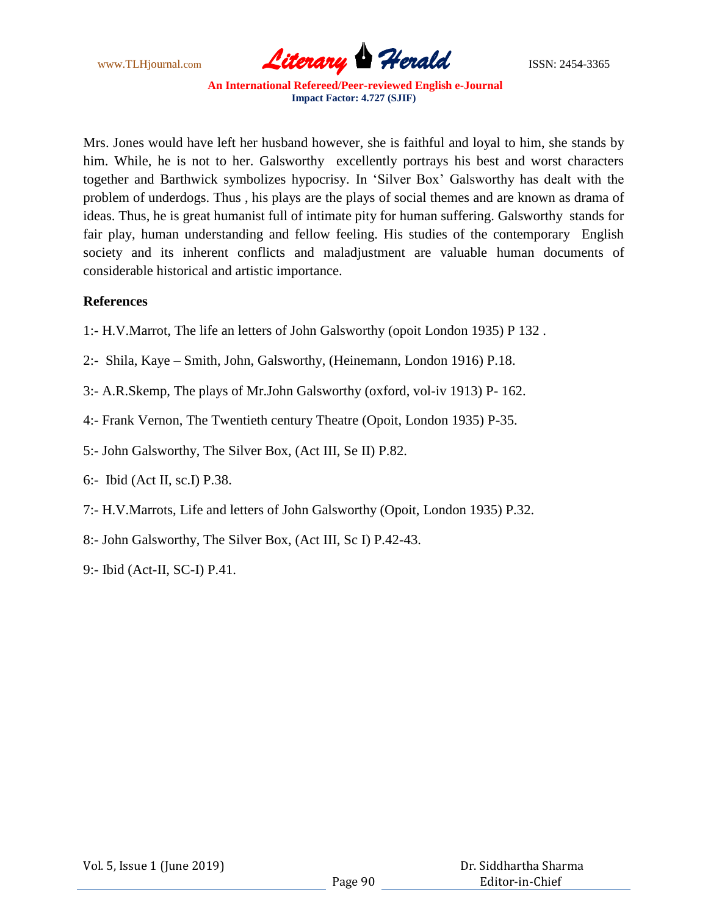Mrs. Jones would have left her husband however, she is faithful and loyal to him, she stands by him. While, he is not to her. Galsworthy excellently portrays his best and worst characters together and Barthwick symbolizes hypocrisy. In 'Silver Box' Galsworthy has dealt with the problem of underdogs. Thus , his plays are the plays of social themes and are known as drama of ideas. Thus, he is great humanist full of intimate pity for human suffering. Galsworthy stands for fair play, human understanding and fellow feeling. His studies of the contemporary English society and its inherent conflicts and maladjustment are valuable human documents of considerable historical and artistic importance.

**References**

1:- H.V.Marrot, The life an letters of John Galsworthy (opoit London 1935) P 132 .

2:- Shila, Kaye – Smith, John, Galsworthy, (Heinemann, London 1916) P.18.

3:- A.R.Skemp, The plays of Mr.John Galsworthy (oxford, vol-iv 1913) P- 162.

4:- Frank Vernon, The Twentieth century Theatre (Opoit, London 1935) P-35.

5:- John Galsworthy, The Silver Box, (Act III, Se II) P.82.

6:- Ibid (Act II, sc.I) P.38.

7:- H.V.Marrots, Life and letters of John Galsworthy (Opoit, London 1935) P.32.

8:- John Galsworthy, The Silver Box, (Act III, Sc I) P.42-43.

9:- Ibid (Act-II, SC-I) P.41.